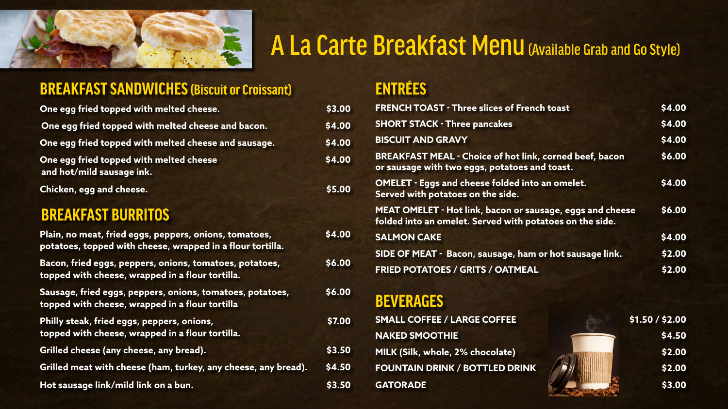# A La Carte Breakfast Menu (Available Grab and Go Style)

## BREAKFAST SANDWICHES (Biscuit or Croissant)

| Item | Price |
|---|---|
| One egg fried topped with melted cheese. | $3.00 |
| One egg fried topped with melted cheese and bacon. | $4.00 |
| One egg fried topped with melted cheese and sausage. | $4.00 |
| One egg fried topped with melted cheese and hot/mild sausage ink. | $4.00 |
| Chicken, egg and cheese. | $5.00 |

## BREAKFAST BURRITOS

| Item | Price |
|---|---|
| Plain, no meat, fried eggs, peppers, onions, tomatoes, potatoes, topped with cheese, wrapped in a flour tortilla. | $4.00 |
| Bacon, fried eggs, peppers, onions, tomatoes, potatoes, topped with cheese, wrapped in a flour tortilla. | $6.00 |
| Sausage, fried eggs, peppers, onions, tomatoes, potatoes, topped with cheese, wrapped in a flour tortilla | $6.00 |
| Philly steak, fried eggs, peppers, onions, topped with cheese, wrapped in a flour tortilla. | $7.00 |
| Grilled cheese (any cheese, any bread). | $3.50 |
| Grilled meat with cheese (ham, turkey, any cheese, any bread). | $4.50 |
| Hot sausage link/mild link on a bun. | $3.50 |

## ENTRÉES

| Item | Price |
|---|---|
| FRENCH TOAST - Three slices of French toast | $4.00 |
| SHORT STACK - Three pancakes | $4.00 |
| BISCUIT AND GRAVY | $4.00 |
| BREAKFAST MEAL - Choice of hot link, corned beef, bacon or sausage with two eggs, potatoes and toast. | $6.00 |
| OMELET - Eggs and cheese folded into an omelet. Served with potatoes on the side. | $4.00 |
| MEAT OMELET - Hot link, bacon or sausage, eggs and cheese folded into an omelet. Served with potatoes on the side. | $6.00 |
| SALMON CAKE | $4.00 |
| SIDE OF MEAT - Bacon, sausage, ham or hot sausage link. | $2.00 |
| FRIED POTATOES / GRITS / OATMEAL | $2.00 |

## BEVERAGES

| Item | Price |
|---|---|
| SMALL COFFEE / LARGE COFFEE | $1.50 / $2.00 |
| NAKED SMOOTHIE | $4.50 |
| MILK (Silk, whole, 2% chocolate) | $2.00 |
| FOUNTAIN DRINK / BOTTLED DRINK | $2.00 |
| GATORADE | $3.00 |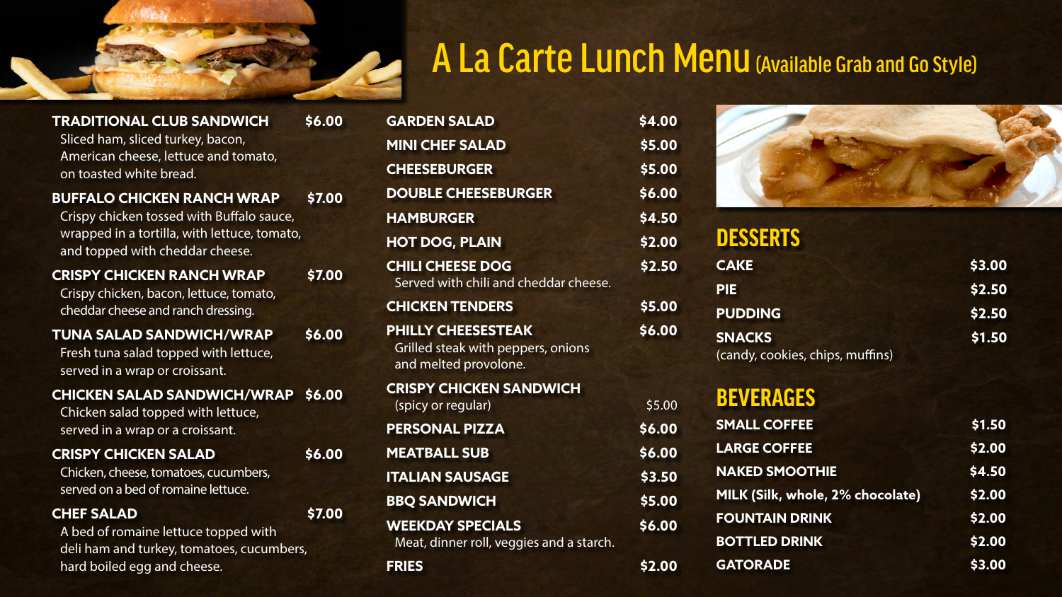# A La Carte Lunch Menu (Available Grab and Go Style)

**TRADITIONAL CLUB SANDWICH** **$6.00**
Sliced ham, sliced turkey, bacon, American cheese, lettuce and tomato, on toasted white bread.

**BUFFALO CHICKEN RANCH WRAP** **$7.00**
Crispy chicken tossed with Buffalo sauce, wrapped in a tortilla, with lettuce, tomato, and topped with cheddar cheese.

**CRISPY CHICKEN RANCH WRAP** **$7.00**
Crispy chicken, bacon, lettuce, tomato, cheddar cheese and ranch dressing.

**TUNA SALAD SANDWICH/WRAP** **$6.00**
Fresh tuna salad topped with lettuce, served in a wrap or croissant.

**CHICKEN SALAD SANDWICH/WRAP** **$6.00**
Chicken salad topped with lettuce, served in a wrap or a croissant.

**CRISPY CHICKEN SALAD** **$6.00**
Chicken, cheese, tomatoes, cucumbers, served on a bed of romaine lettuce.

**CHEF SALAD** **$7.00**
A bed of romaine lettuce topped with deli ham and turkey, tomatoes, cucumbers, hard boiled egg and cheese.

| | |
|---|---|
| **GARDEN SALAD** | **$4.00** |
| **MINI CHEF SALAD** | **$5.00** |
| **CHEESEBURGER** | **$5.00** |
| **DOUBLE CHEESEBURGER** | **$6.00** |
| **HAMBURGER** | **$4.50** |
| **HOT DOG, PLAIN** | **$2.00** |
| **CHILI CHEESE DOG** Served with chili and cheddar cheese. | **$2.50** |
| **CHICKEN TENDERS** | **$5.00** |
| **PHILLY CHEESESTEAK** Grilled steak with peppers, onions and melted provolone. | **$6.00** |
| **CRISPY CHICKEN SANDWICH** (spicy or regular) | $5.00 |
| **PERSONAL PIZZA** | **$6.00** |
| **MEATBALL SUB** | **$6.00** |
| **ITALIAN SAUSAGE** | **$3.50** |
| **BBQ SANDWICH** | **$5.00** |
| **WEEKDAY SPECIALS** Meat, dinner roll, veggies and a starch. | **$6.00** |
| **FRIES** | **$2.00** |

## DESSERTS

| | |
|---|---|
| **CAKE** | **$3.00** |
| **PIE** | **$2.50** |
| **PUDDING** | **$2.50** |
| **SNACKS** (candy, cookies, chips, muffins) | **$1.50** |

## BEVERAGES

| | |
|---|---|
| **SMALL COFFEE** | **$1.50** |
| **LARGE COFFEE** | **$2.00** |
| **NAKED SMOOTHIE** | **$4.50** |
| **MILK (Silk, whole, 2% chocolate)** | **$2.00** |
| **FOUNTAIN DRINK** | **$2.00** |
| **BOTTLED DRINK** | **$2.00** |
| **GATORADE** | **$3.00** |